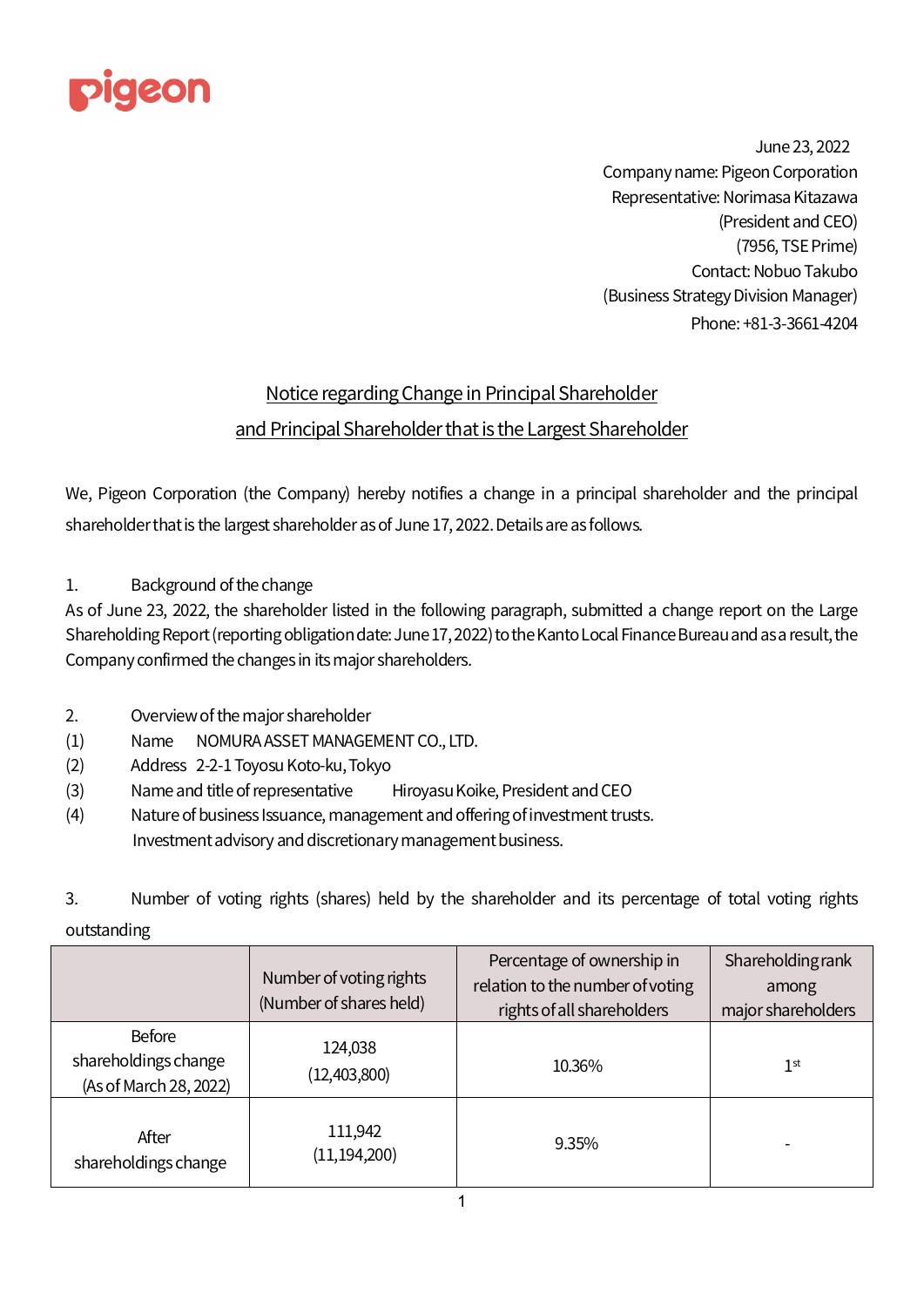Pigeon

June 23, 2022
Company name: Pigeon Corporation
Representative: Norimasa Kitazawa
(President and CEO)
(7956, TSE Prime)
Contact: Nobuo Takubo
(Business Strategy Division Manager)
Phone: +81-3-3661-4204

# Notice regarding Change in Principal Shareholder and Principal Shareholder that is the Largest Shareholder

We, Pigeon Corporation (the Company) hereby notifies a change in a principal shareholder and the principal shareholder that is the largest shareholder as of June 17, 2022. Details are as follows.

1. Background of the change

As of June 23, 2022, the shareholder listed in the following paragraph, submitted a change report on the Large Shareholding Report (reporting obligation date: June 17, 2022) to the Kanto Local Finance Bureau and as a result, the Company confirmed the changes in its major shareholders.

2. Overview of the major shareholder

(1) Name NOMURA ASSET MANAGEMENT CO., LTD.

(2) Address 2-2-1 Toyosu Koto-ku, Tokyo

(3) Name and title of representative Hiroyasu Koike, President and CEO

(4) Nature of business Issuance, management and offering of investment trusts.
Investment advisory and discretionary management business.

3. Number of voting rights (shares) held by the shareholder and its percentage of total voting rights outstanding

| | Number of voting rights (Number of shares held) | Percentage of ownership in relation to the number of voting rights of all shareholders | Shareholding rank among major shareholders |
|---|---|---|---|
| Before shareholdings change (As of March 28, 2022) | 124,038 (12,403,800) | 10.36% | 1st |
| After shareholdings change | 111,942 (11,194,200) | 9.35% | - |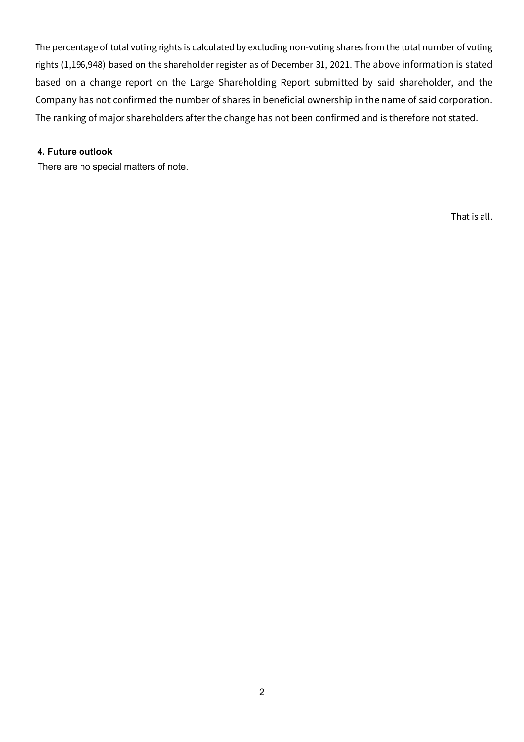The percentage of total voting rights is calculated by excluding non-voting shares from the total number of voting rights (1,196,948) based on the shareholder register as of December 31, 2021. The above information is stated based on a change report on the Large Shareholding Report submitted by said shareholder, and the Company has not confirmed the number of shares in beneficial ownership in the name of said corporation. The ranking of major shareholders after the change has not been confirmed and is therefore not stated.

**4. Future outlook**

There are no special matters of note.

That is all.